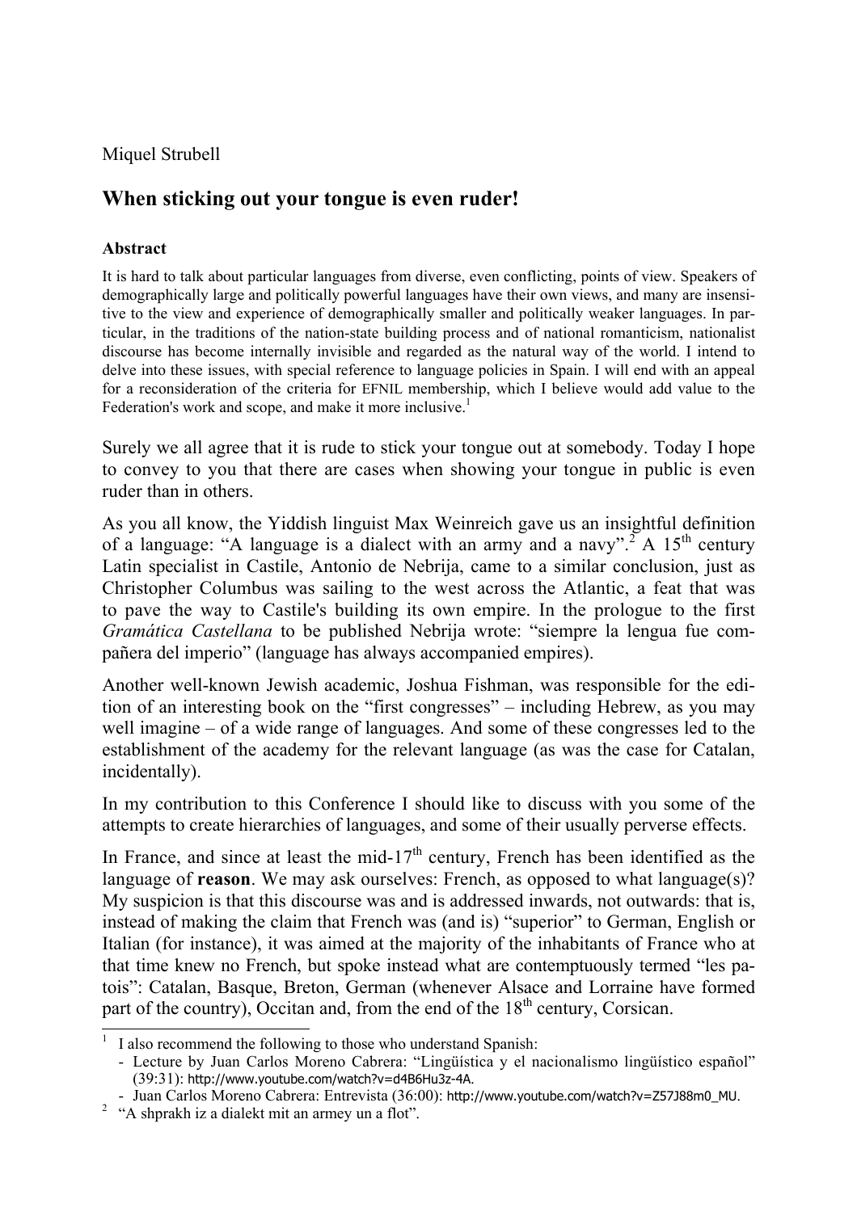Miquel Strubell

## When sticking out your tongue is even ruder!

### Abstract

It is hard to talk about particular languages from diverse, even conflicting, points of view. Speakers of demographically large and politically powerful languages have their own views, and many are insensitive to the view and experience of demographically smaller and politically weaker languages. In particular, in the traditions of the nation-state building process and of national romanticism, nationalist discourse has become internally invisible and regarded as the natural way of the world. I intend to delve into these issues, with special reference to language policies in Spain. I will end with an appeal for a reconsideration of the criteria for EFNIL membership, which I believe would add value to the Federation's work and scope, and make it more inclusive.[1]

Surely we all agree that it is rude to stick your tongue out at somebody. Today I hope to convey to you that there are cases when showing your tongue in public is even ruder than in others.

As you all know, the Yiddish linguist Max Weinreich gave us an insightful definition of a language: "A language is a dialect with an army and a navy".[2] A 15th century Latin specialist in Castile, Antonio de Nebrija, came to a similar conclusion, just as Christopher Columbus was sailing to the west across the Atlantic, a feat that was to pave the way to Castile's building its own empire. In the prologue to the first *Gramática Castellana* to be published Nebrija wrote: "siempre la lengua fue compañera del imperio" (language has always accompanied empires).

Another well-known Jewish academic, Joshua Fishman, was responsible for the edition of an interesting book on the "first congresses" – including Hebrew, as you may well imagine – of a wide range of languages. And some of these congresses led to the establishment of the academy for the relevant language (as was the case for Catalan, incidentally).

In my contribution to this Conference I should like to discuss with you some of the attempts to create hierarchies of languages, and some of their usually perverse effects.

In France, and since at least the mid-17th century, French has been identified as the language of **reason**. We may ask ourselves: French, as opposed to what language(s)? My suspicion is that this discourse was and is addressed inwards, not outwards: that is, instead of making the claim that French was (and is) "superior" to German, English or Italian (for instance), it was aimed at the majority of the inhabitants of France who at that time knew no French, but spoke instead what are contemptuously termed "les patois": Catalan, Basque, Breton, German (whenever Alsace and Lorraine have formed part of the country), Occitan and, from the end of the 18th century, Corsican.

---

[1] I also recommend the following to those who understand Spanish:
- Lecture by Juan Carlos Moreno Cabrera: "Lingüística y el nacionalismo lingüístico español" (39:31): http://www.youtube.com/watch?v=d4B6Hu3z-4A.
- Juan Carlos Moreno Cabrera: Entrevista (36:00): http://www.youtube.com/watch?v=Z57J88m0_MU.

[2] "A shprakh iz a dialekt mit an armey un a flot".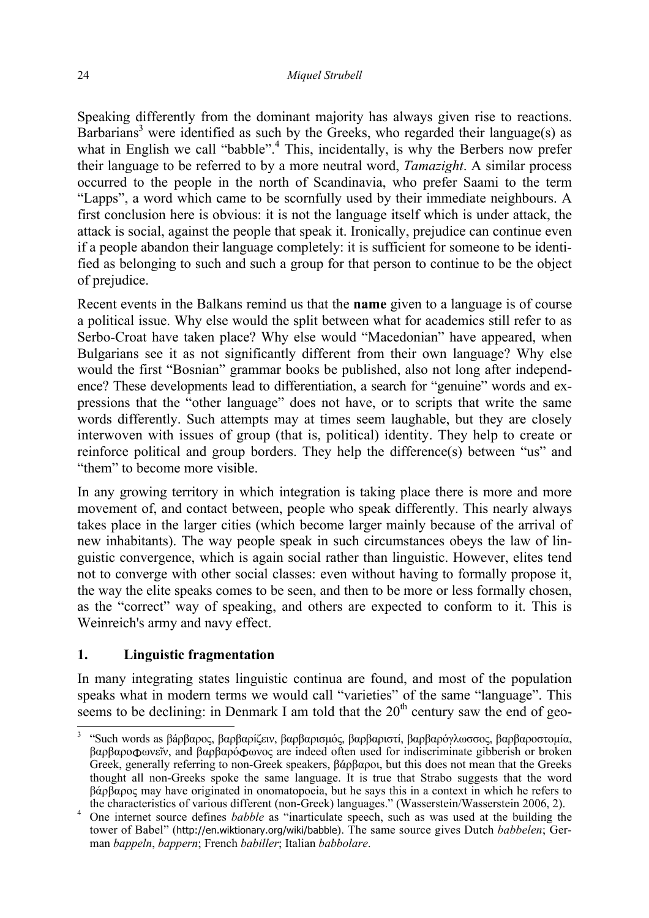Speaking differently from the dominant majority has always given rise to reactions. Barbarians[3] were identified as such by the Greeks, who regarded their language(s) as what in English we call "babble".[4] This, incidentally, is why the Berbers now prefer their language to be referred to by a more neutral word, *Tamazight*. A similar process occurred to the people in the north of Scandinavia, who prefer Saami to the term "Lapps", a word which came to be scornfully used by their immediate neighbours. A first conclusion here is obvious: it is not the language itself which is under attack, the attack is social, against the people that speak it. Ironically, prejudice can continue even if a people abandon their language completely: it is sufficient for someone to be identified as belonging to such and such a group for that person to continue to be the object of prejudice.

Recent events in the Balkans remind us that the **name** given to a language is of course a political issue. Why else would the split between what for academics still refer to as Serbo-Croat have taken place? Why else would "Macedonian" have appeared, when Bulgarians see it as not significantly different from their own language? Why else would the first "Bosnian" grammar books be published, also not long after independence? These developments lead to differentiation, a search for "genuine" words and expressions that the "other language" does not have, or to scripts that write the same words differently. Such attempts may at times seem laughable, but they are closely interwoven with issues of group (that is, political) identity. They help to create or reinforce political and group borders. They help the difference(s) between "us" and "them" to become more visible.

In any growing territory in which integration is taking place there is more and more movement of, and contact between, people who speak differently. This nearly always takes place in the larger cities (which become larger mainly because of the arrival of new inhabitants). The way people speak in such circumstances obeys the law of linguistic convergence, which is again social rather than linguistic. However, elites tend not to converge with other social classes: even without having to formally propose it, the way the elite speaks comes to be seen, and then to be more or less formally chosen, as the "correct" way of speaking, and others are expected to conform to it. This is Weinreich's army and navy effect.

## 1. Linguistic fragmentation

In many integrating states linguistic continua are found, and most of the population speaks what in modern terms we would call "varieties" of the same "language". This seems to be declining: in Denmark I am told that the 20th century saw the end of geo-

---

[3] "Such words as βάρβαρος, βαρβαρίζειν, βαρβαρισμός, βαρβαριστί, βαρβαρόγλωσσος, βαρβαροστομία, βαρβαροφωνεῖν, and βαρβαρόφωνος are indeed often used for indiscriminate gibberish or broken Greek, generally referring to non-Greek speakers, βάρβαροι, but this does not mean that the Greeks thought all non-Greeks spoke the same language. It is true that Strabo suggests that the word βάρβαρος may have originated in onomatopoeia, but he says this in a context in which he refers to the characteristics of various different (non-Greek) languages." (Wasserstein/Wasserstein 2006, 2).

[4] One internet source defines *babble* as "inarticulate speech, such as was used at the building the tower of Babel" (http://en.wiktionary.org/wiki/babble). The same source gives Dutch *babbelen*; German *bappeln*, *bappern*; French *babiller*; Italian *babbolare*.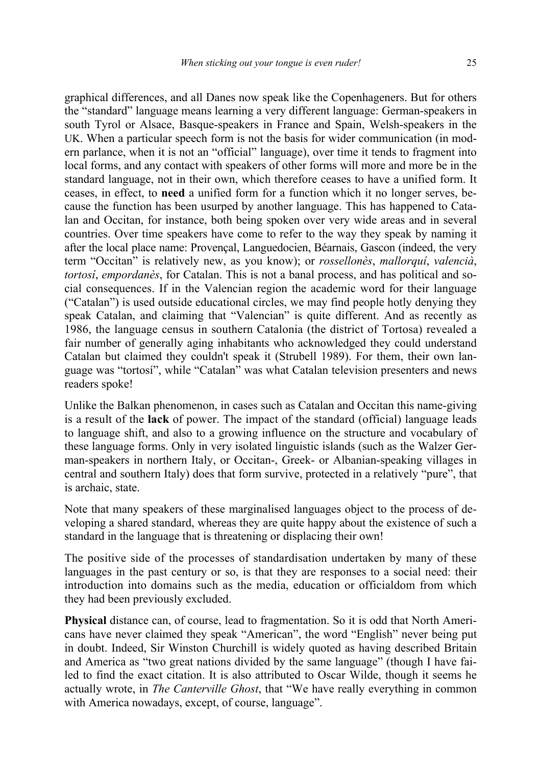graphical differences, and all Danes now speak like the Copenhageners. But for others the "standard" language means learning a very different language: German-speakers in south Tyrol or Alsace, Basque-speakers in France and Spain, Welsh-speakers in the UK. When a particular speech form is not the basis for wider communication (in modern parlance, when it is not an "official" language), over time it tends to fragment into local forms, and any contact with speakers of other forms will more and more be in the standard language, not in their own, which therefore ceases to have a unified form. It ceases, in effect, to **need** a unified form for a function which it no longer serves, because the function has been usurped by another language. This has happened to Catalan and Occitan, for instance, both being spoken over very wide areas and in several countries. Over time speakers have come to refer to the way they speak by naming it after the local place name: Provençal, Languedocien, Béarnais, Gascon (indeed, the very term "Occitan" is relatively new, as you know); or *rossellonès*, *mallorquí*, *valencià*, *tortosí*, *empordanès*, for Catalan. This is not a banal process, and has political and social consequences. If in the Valencian region the academic word for their language ("Catalan") is used outside educational circles, we may find people hotly denying they speak Catalan, and claiming that "Valencian" is quite different. And as recently as 1986, the language census in southern Catalonia (the district of Tortosa) revealed a fair number of generally aging inhabitants who acknowledged they could understand Catalan but claimed they couldn't speak it (Strubell 1989). For them, their own language was "tortosí", while "Catalan" was what Catalan television presenters and news readers spoke!

Unlike the Balkan phenomenon, in cases such as Catalan and Occitan this name-giving is a result of the **lack** of power. The impact of the standard (official) language leads to language shift, and also to a growing influence on the structure and vocabulary of these language forms. Only in very isolated linguistic islands (such as the Walzer German-speakers in northern Italy, or Occitan-, Greek- or Albanian-speaking villages in central and southern Italy) does that form survive, protected in a relatively "pure", that is archaic, state.

Note that many speakers of these marginalised languages object to the process of developing a shared standard, whereas they are quite happy about the existence of such a standard in the language that is threatening or displacing their own!

The positive side of the processes of standardisation undertaken by many of these languages in the past century or so, is that they are responses to a social need: their introduction into domains such as the media, education or officialdom from which they had been previously excluded.

**Physical** distance can, of course, lead to fragmentation. So it is odd that North Americans have never claimed they speak "American", the word "English" never being put in doubt. Indeed, Sir Winston Churchill is widely quoted as having described Britain and America as "two great nations divided by the same language" (though I have failed to find the exact citation. It is also attributed to Oscar Wilde, though it seems he actually wrote, in *The Canterville Ghost*, that "We have really everything in common with America nowadays, except, of course, language".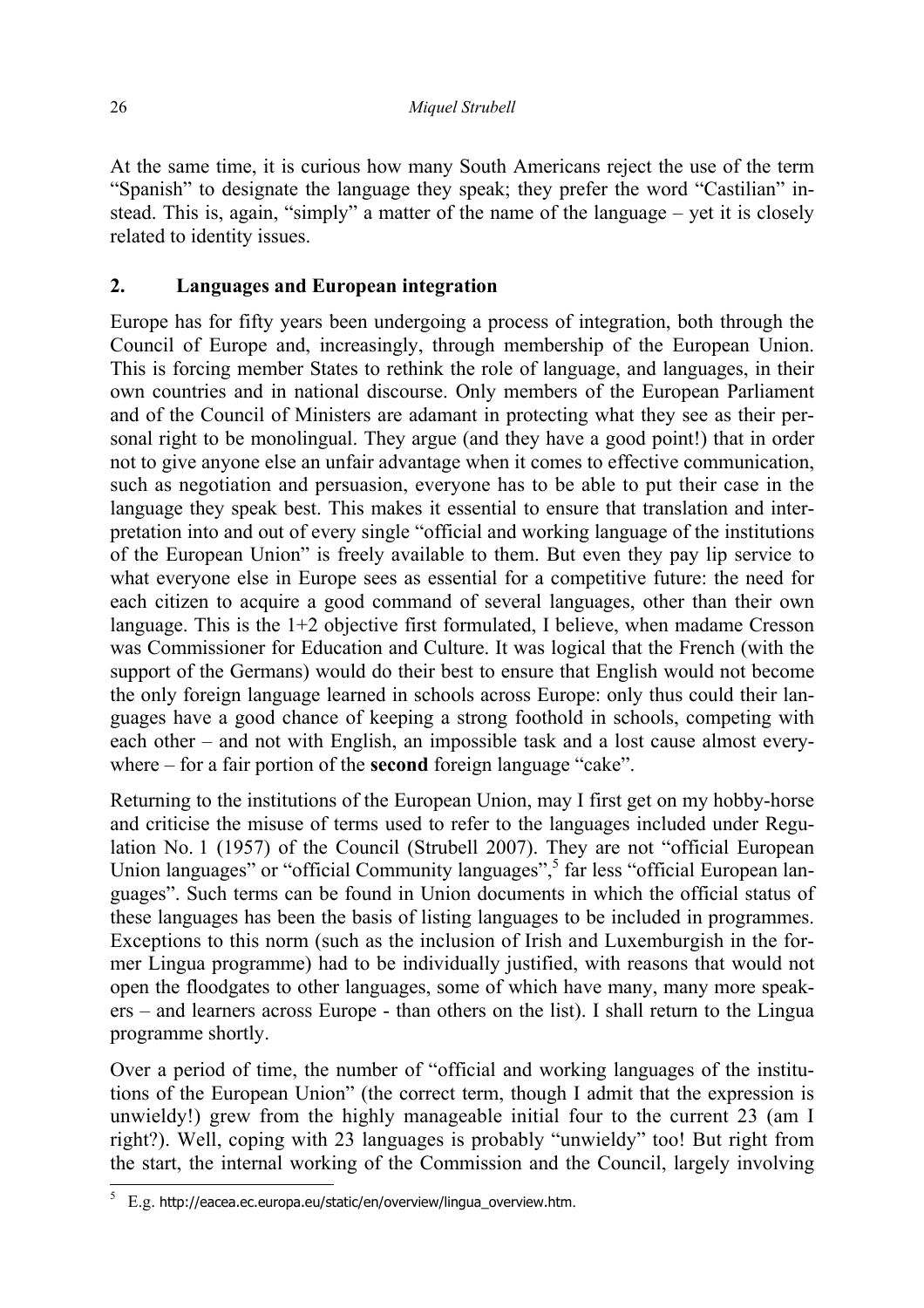At the same time, it is curious how many South Americans reject the use of the term "Spanish" to designate the language they speak; they prefer the word "Castilian" instead. This is, again, "simply" a matter of the name of the language – yet it is closely related to identity issues.

## 2. Languages and European integration

Europe has for fifty years been undergoing a process of integration, both through the Council of Europe and, increasingly, through membership of the European Union. This is forcing member States to rethink the role of language, and languages, in their own countries and in national discourse. Only members of the European Parliament and of the Council of Ministers are adamant in protecting what they see as their personal right to be monolingual. They argue (and they have a good point!) that in order not to give anyone else an unfair advantage when it comes to effective communication, such as negotiation and persuasion, everyone has to be able to put their case in the language they speak best. This makes it essential to ensure that translation and interpretation into and out of every single "official and working language of the institutions of the European Union" is freely available to them. But even they pay lip service to what everyone else in Europe sees as essential for a competitive future: the need for each citizen to acquire a good command of several languages, other than their own language. This is the 1+2 objective first formulated, I believe, when madame Cresson was Commissioner for Education and Culture. It was logical that the French (with the support of the Germans) would do their best to ensure that English would not become the only foreign language learned in schools across Europe: only thus could their languages have a good chance of keeping a strong foothold in schools, competing with each other – and not with English, an impossible task and a lost cause almost everywhere – for a fair portion of the **second** foreign language "cake".

Returning to the institutions of the European Union, may I first get on my hobby-horse and criticise the misuse of terms used to refer to the languages included under Regulation No. 1 (1957) of the Council (Strubell 2007). They are not "official European Union languages" or "official Community languages",[5] far less "official European languages". Such terms can be found in Union documents in which the official status of these languages has been the basis of listing languages to be included in programmes. Exceptions to this norm (such as the inclusion of Irish and Luxemburgish in the former Lingua programme) had to be individually justified, with reasons that would not open the floodgates to other languages, some of which have many, many more speakers – and learners across Europe - than others on the list). I shall return to the Lingua programme shortly.

Over a period of time, the number of "official and working languages of the institutions of the European Union" (the correct term, though I admit that the expression is unwieldy!) grew from the highly manageable initial four to the current 23 (am I right?). Well, coping with 23 languages is probably "unwieldy" too! But right from the start, the internal working of the Commission and the Council, largely involving

[5] E.g. http://eacea.ec.europa.eu/static/en/overview/lingua_overview.htm.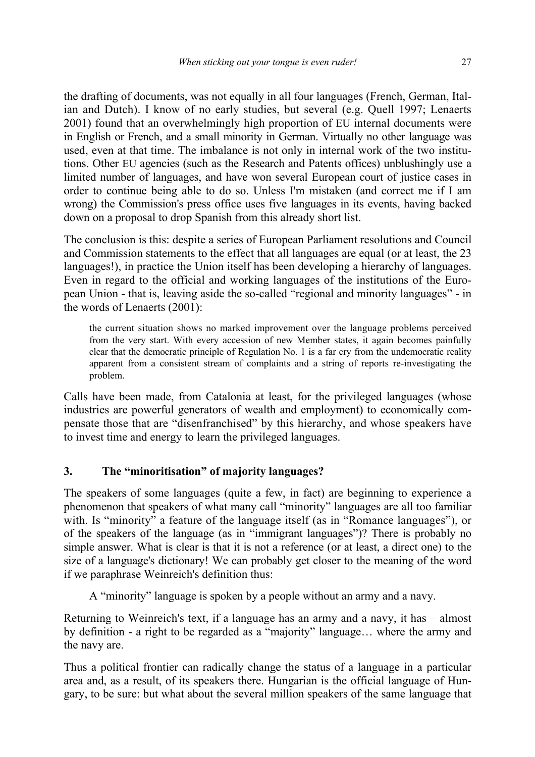the drafting of documents, was not equally in all four languages (French, German, Italian and Dutch). I know of no early studies, but several (e.g. Quell 1997; Lenaerts 2001) found that an overwhelmingly high proportion of EU internal documents were in English or French, and a small minority in German. Virtually no other language was used, even at that time. The imbalance is not only in internal work of the two institutions. Other EU agencies (such as the Research and Patents offices) unblushingly use a limited number of languages, and have won several European court of justice cases in order to continue being able to do so. Unless I'm mistaken (and correct me if I am wrong) the Commission's press office uses five languages in its events, having backed down on a proposal to drop Spanish from this already short list.

The conclusion is this: despite a series of European Parliament resolutions and Council and Commission statements to the effect that all languages are equal (or at least, the 23 languages!), in practice the Union itself has been developing a hierarchy of languages. Even in regard to the official and working languages of the institutions of the European Union - that is, leaving aside the so-called "regional and minority languages" - in the words of Lenaerts (2001):

> the current situation shows no marked improvement over the language problems perceived from the very start. With every accession of new Member states, it again becomes painfully clear that the democratic principle of Regulation No. 1 is a far cry from the undemocratic reality apparent from a consistent stream of complaints and a string of reports re-investigating the problem.

Calls have been made, from Catalonia at least, for the privileged languages (whose industries are powerful generators of wealth and employment) to economically compensate those that are "disenfranchised" by this hierarchy, and whose speakers have to invest time and energy to learn the privileged languages.

## 3. The "minoritisation" of majority languages?

The speakers of some languages (quite a few, in fact) are beginning to experience a phenomenon that speakers of what many call "minority" languages are all too familiar with. Is "minority" a feature of the language itself (as in "Romance languages"), or of the speakers of the language (as in "immigrant languages")? There is probably no simple answer. What is clear is that it is not a reference (or at least, a direct one) to the size of a language's dictionary! We can probably get closer to the meaning of the word if we paraphrase Weinreich's definition thus:

> A "minority" language is spoken by a people without an army and a navy.

Returning to Weinreich's text, if a language has an army and a navy, it has – almost by definition - a right to be regarded as a "majority" language… where the army and the navy are.

Thus a political frontier can radically change the status of a language in a particular area and, as a result, of its speakers there. Hungarian is the official language of Hungary, to be sure: but what about the several million speakers of the same language that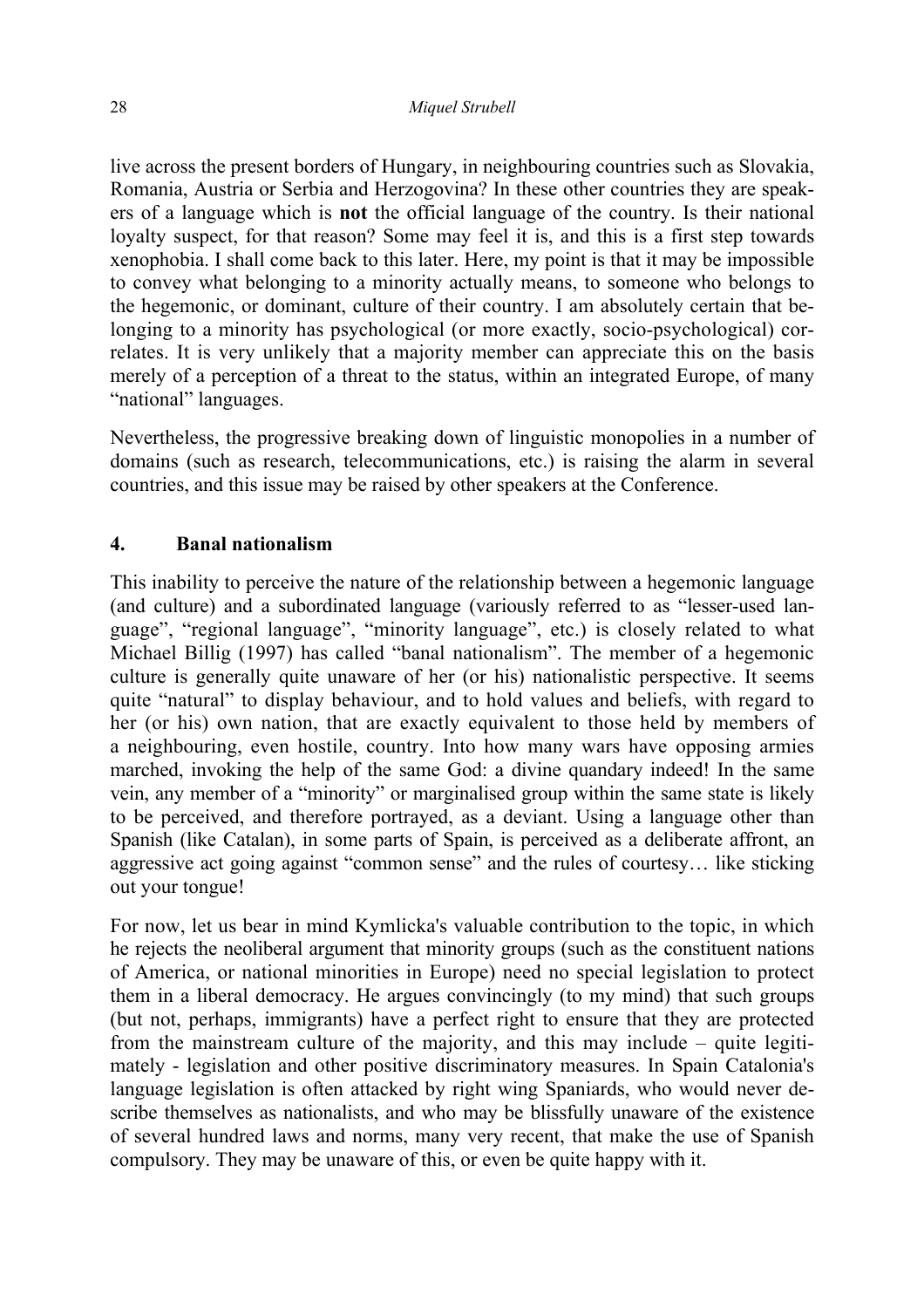live across the present borders of Hungary, in neighbouring countries such as Slovakia, Romania, Austria or Serbia and Herzogovina? In these other countries they are speakers of a language which is **not** the official language of the country. Is their national loyalty suspect, for that reason? Some may feel it is, and this is a first step towards xenophobia. I shall come back to this later. Here, my point is that it may be impossible to convey what belonging to a minority actually means, to someone who belongs to the hegemonic, or dominant, culture of their country. I am absolutely certain that belonging to a minority has psychological (or more exactly, socio-psychological) correlates. It is very unlikely that a majority member can appreciate this on the basis merely of a perception of a threat to the status, within an integrated Europe, of many "national" languages.

Nevertheless, the progressive breaking down of linguistic monopolies in a number of domains (such as research, telecommunications, etc.) is raising the alarm in several countries, and this issue may be raised by other speakers at the Conference.

## 4. Banal nationalism

This inability to perceive the nature of the relationship between a hegemonic language (and culture) and a subordinated language (variously referred to as "lesser-used language", "regional language", "minority language", etc.) is closely related to what Michael Billig (1997) has called "banal nationalism". The member of a hegemonic culture is generally quite unaware of her (or his) nationalistic perspective. It seems quite "natural" to display behaviour, and to hold values and beliefs, with regard to her (or his) own nation, that are exactly equivalent to those held by members of a neighbouring, even hostile, country. Into how many wars have opposing armies marched, invoking the help of the same God: a divine quandary indeed! In the same vein, any member of a "minority" or marginalised group within the same state is likely to be perceived, and therefore portrayed, as a deviant. Using a language other than Spanish (like Catalan), in some parts of Spain, is perceived as a deliberate affront, an aggressive act going against "common sense" and the rules of courtesy… like sticking out your tongue!

For now, let us bear in mind Kymlicka's valuable contribution to the topic, in which he rejects the neoliberal argument that minority groups (such as the constituent nations of America, or national minorities in Europe) need no special legislation to protect them in a liberal democracy. He argues convincingly (to my mind) that such groups (but not, perhaps, immigrants) have a perfect right to ensure that they are protected from the mainstream culture of the majority, and this may include – quite legitimately - legislation and other positive discriminatory measures. In Spain Catalonia's language legislation is often attacked by right wing Spaniards, who would never describe themselves as nationalists, and who may be blissfully unaware of the existence of several hundred laws and norms, many very recent, that make the use of Spanish compulsory. They may be unaware of this, or even be quite happy with it.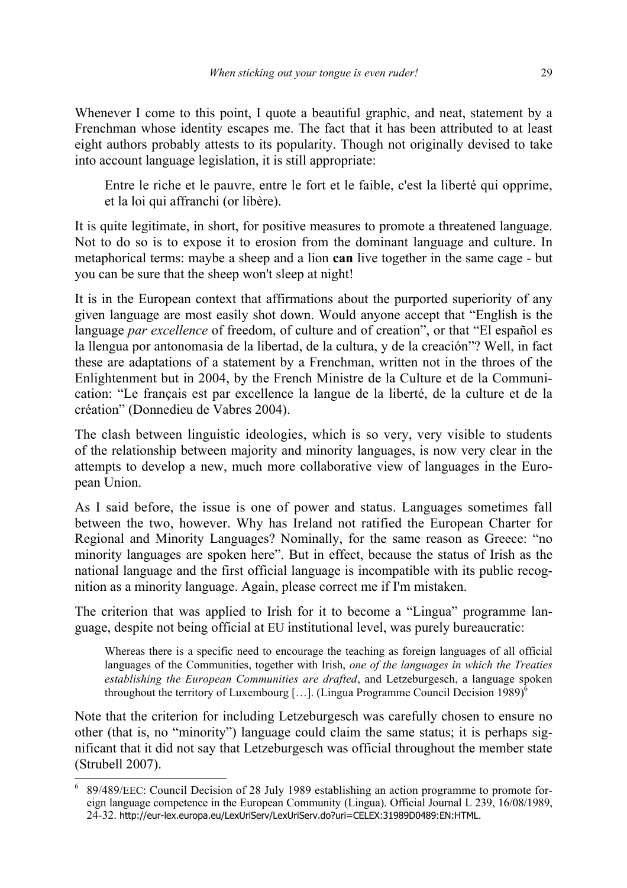Whenever I come to this point, I quote a beautiful graphic, and neat, statement by a Frenchman whose identity escapes me. The fact that it has been attributed to at least eight authors probably attests to its popularity. Though not originally devised to take into account language legislation, it is still appropriate:

> Entre le riche et le pauvre, entre le fort et le faible, c'est la liberté qui opprime, et la loi qui affranchi (or libère).

It is quite legitimate, in short, for positive measures to promote a threatened language. Not to do so is to expose it to erosion from the dominant language and culture. In metaphorical terms: maybe a sheep and a lion **can** live together in the same cage - but you can be sure that the sheep won't sleep at night!

It is in the European context that affirmations about the purported superiority of any given language are most easily shot down. Would anyone accept that "English is the language *par excellence* of freedom, of culture and of creation", or that "El español es la llengua por antonomasia de la libertad, de la cultura, y de la creación"? Well, in fact these are adaptations of a statement by a Frenchman, written not in the throes of the Enlightenment but in 2004, by the French Ministre de la Culture et de la Communication: "Le français est par excellence la langue de la liberté, de la culture et de la création" (Donnedieu de Vabres 2004).

The clash between linguistic ideologies, which is so very, very visible to students of the relationship between majority and minority languages, is now very clear in the attempts to develop a new, much more collaborative view of languages in the European Union.

As I said before, the issue is one of power and status. Languages sometimes fall between the two, however. Why has Ireland not ratified the European Charter for Regional and Minority Languages? Nominally, for the same reason as Greece: "no minority languages are spoken here". But in effect, because the status of Irish as the national language and the first official language is incompatible with its public recognition as a minority language. Again, please correct me if I'm mistaken.

The criterion that was applied to Irish for it to become a "Lingua" programme language, despite not being official at EU institutional level, was purely bureaucratic:

> Whereas there is a specific need to encourage the teaching as foreign languages of all official languages of the Communities, together with Irish, *one of the languages in which the Treaties establishing the European Communities are drafted*, and Letzeburgesch, a language spoken throughout the territory of Luxembourg […]. (Lingua Programme Council Decision 1989)[6]

Note that the criterion for including Letzeburgesch was carefully chosen to ensure no other (that is, no "minority") language could claim the same status; it is perhaps significant that it did not say that Letzeburgesch was official throughout the member state (Strubell 2007).

---

[6] 89/489/EEC: Council Decision of 28 July 1989 establishing an action programme to promote foreign language competence in the European Community (Lingua). Official Journal L 239, 16/08/1989, 24-32. http://eur-lex.europa.eu/LexUriServ/LexUriServ.do?uri=CELEX:31989D0489:EN:HTML.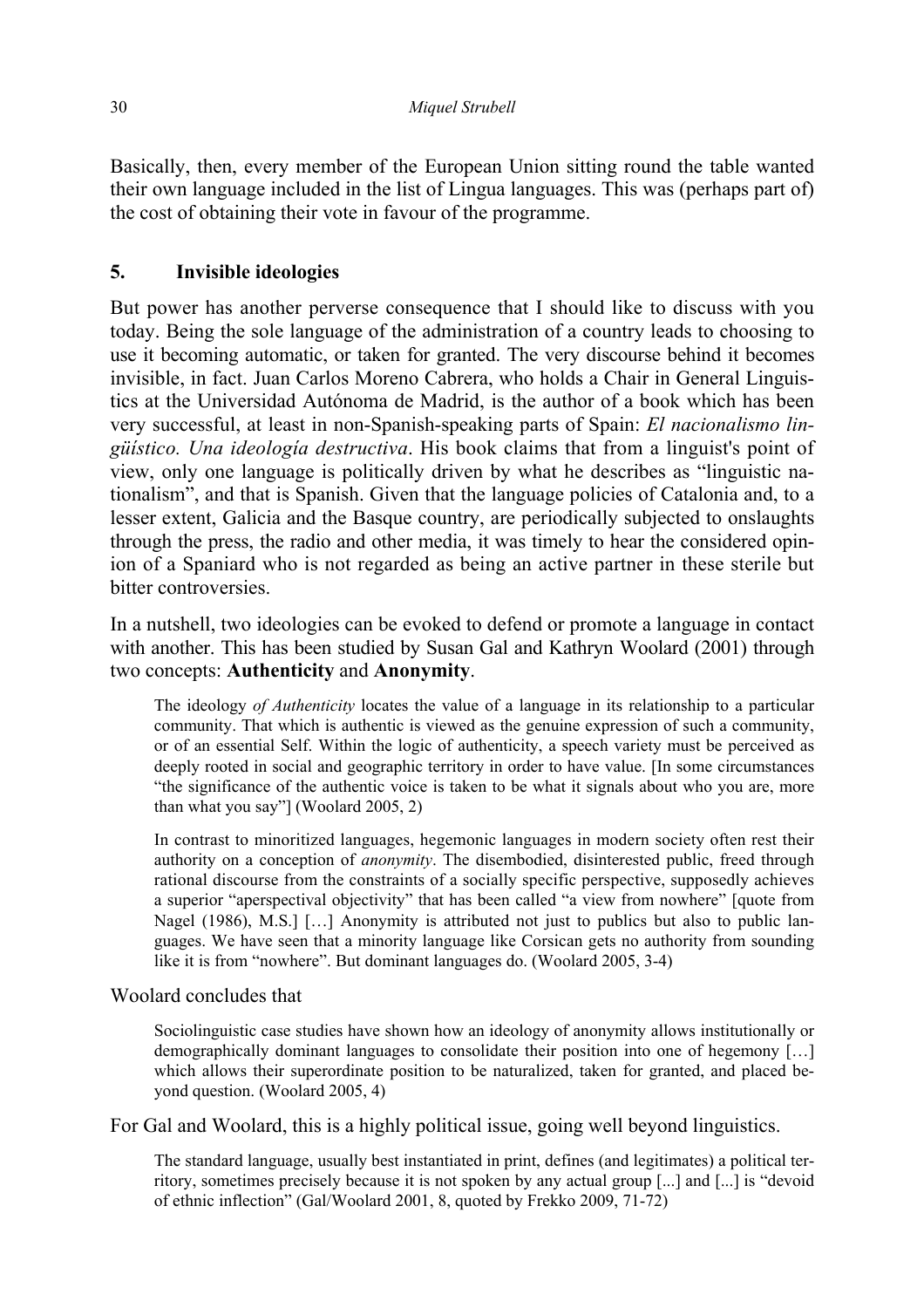Basically, then, every member of the European Union sitting round the table wanted their own language included in the list of Lingua languages. This was (perhaps part of) the cost of obtaining their vote in favour of the programme.

## 5. Invisible ideologies

But power has another perverse consequence that I should like to discuss with you today. Being the sole language of the administration of a country leads to choosing to use it becoming automatic, or taken for granted. The very discourse behind it becomes invisible, in fact. Juan Carlos Moreno Cabrera, who holds a Chair in General Linguistics at the Universidad Autónoma de Madrid, is the author of a book which has been very successful, at least in non-Spanish-speaking parts of Spain: *El nacionalismo lingüístico. Una ideología destructiva*. His book claims that from a linguist's point of view, only one language is politically driven by what he describes as "linguistic nationalism", and that is Spanish. Given that the language policies of Catalonia and, to a lesser extent, Galicia and the Basque country, are periodically subjected to onslaughts through the press, the radio and other media, it was timely to hear the considered opinion of a Spaniard who is not regarded as being an active partner in these sterile but bitter controversies.

In a nutshell, two ideologies can be evoked to defend or promote a language in contact with another. This has been studied by Susan Gal and Kathryn Woolard (2001) through two concepts: **Authenticity** and **Anonymity**.

> The ideology *of Authenticity* locates the value of a language in its relationship to a particular community. That which is authentic is viewed as the genuine expression of such a community, or of an essential Self. Within the logic of authenticity, a speech variety must be perceived as deeply rooted in social and geographic territory in order to have value. [In some circumstances "the significance of the authentic voice is taken to be what it signals about who you are, more than what you say"] (Woolard 2005, 2)

> In contrast to minoritized languages, hegemonic languages in modern society often rest their authority on a conception of *anonymity*. The disembodied, disinterested public, freed through rational discourse from the constraints of a socially specific perspective, supposedly achieves a superior "aperspectival objectivity" that has been called "a view from nowhere" [quote from Nagel (1986), M.S.] […] Anonymity is attributed not just to publics but also to public languages. We have seen that a minority language like Corsican gets no authority from sounding like it is from "nowhere". But dominant languages do. (Woolard 2005, 3-4)

Woolard concludes that

> Sociolinguistic case studies have shown how an ideology of anonymity allows institutionally or demographically dominant languages to consolidate their position into one of hegemony […] which allows their superordinate position to be naturalized, taken for granted, and placed beyond question. (Woolard 2005, 4)

For Gal and Woolard, this is a highly political issue, going well beyond linguistics.

> The standard language, usually best instantiated in print, defines (and legitimates) a political territory, sometimes precisely because it is not spoken by any actual group [...] and [...] is "devoid of ethnic inflection" (Gal/Woolard 2001, 8, quoted by Frekko 2009, 71-72)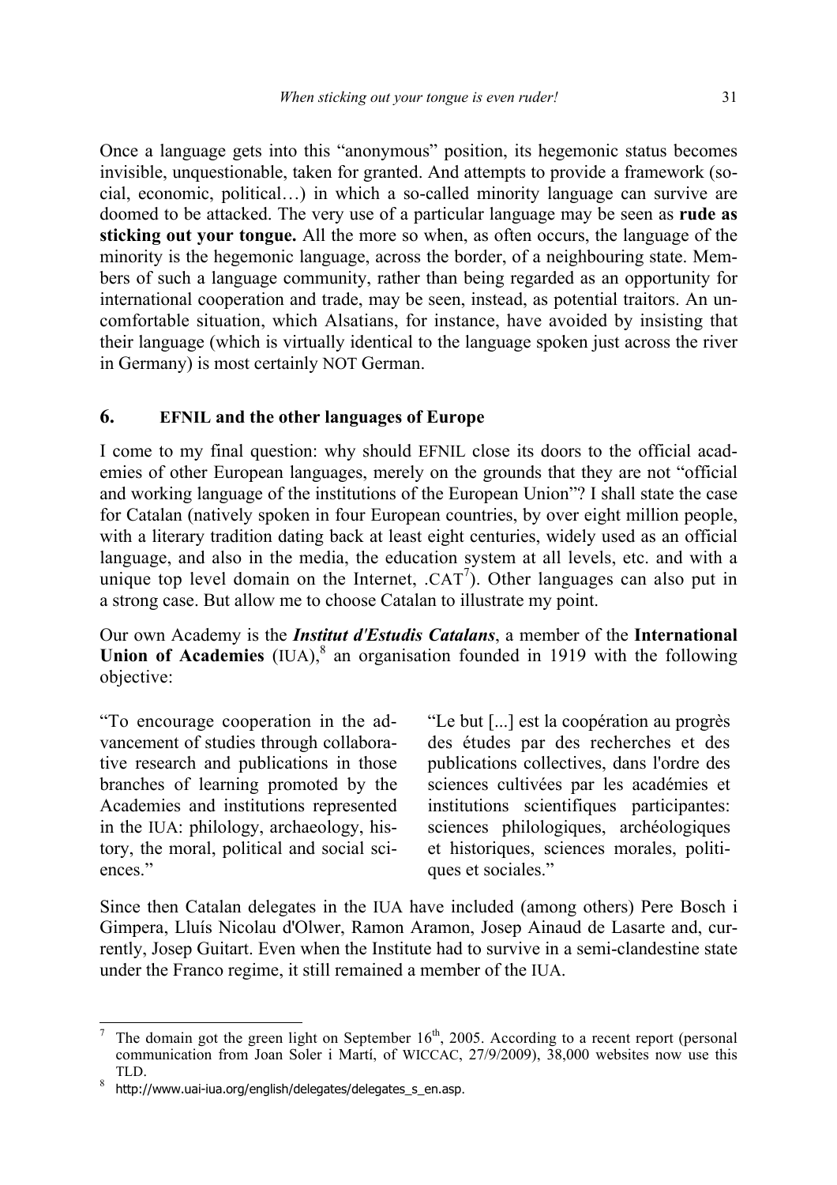Once a language gets into this "anonymous" position, its hegemonic status becomes invisible, unquestionable, taken for granted. And attempts to provide a framework (social, economic, political…) in which a so-called minority language can survive are doomed to be attacked. The very use of a particular language may be seen as **rude as sticking out your tongue.** All the more so when, as often occurs, the language of the minority is the hegemonic language, across the border, of a neighbouring state. Members of such a language community, rather than being regarded as an opportunity for international cooperation and trade, may be seen, instead, as potential traitors. An uncomfortable situation, which Alsatians, for instance, have avoided by insisting that their language (which is virtually identical to the language spoken just across the river in Germany) is most certainly NOT German.

## 6. EFNIL and the other languages of Europe

I come to my final question: why should EFNIL close its doors to the official academies of other European languages, merely on the grounds that they are not "official and working language of the institutions of the European Union"? I shall state the case for Catalan (natively spoken in four European countries, by over eight million people, with a literary tradition dating back at least eight centuries, widely used as an official language, and also in the media, the education system at all levels, etc. and with a unique top level domain on the Internet, .CAT[7]). Other languages can also put in a strong case. But allow me to choose Catalan to illustrate my point.

Our own Academy is the ***Institut d'Estudis Catalans***, a member of the **International Union of Academies** (IUA),[8] an organisation founded in 1919 with the following objective:

"To encourage cooperation in the advancement of studies through collaborative research and publications in those branches of learning promoted by the Academies and institutions represented in the IUA: philology, archaeology, history, the moral, political and social sciences."

"Le but [...] est la coopération au progrès des études par des recherches et des publications collectives, dans l'ordre des sciences cultivées par les académies et institutions scientifiques participantes: sciences philologiques, archéologiques et historiques, sciences morales, politiques et sociales."

Since then Catalan delegates in the IUA have included (among others) Pere Bosch i Gimpera, Lluís Nicolau d'Olwer, Ramon Aramon, Josep Ainaud de Lasarte and, currently, Josep Guitart. Even when the Institute had to survive in a semi-clandestine state under the Franco regime, it still remained a member of the IUA.

---

[7] The domain got the green light on September 16th, 2005. According to a recent report (personal communication from Joan Soler i Martí, of WICCAC, 27/9/2009), 38,000 websites now use this TLD.

[8] http://www.uai-iua.org/english/delegates/delegates_s_en.asp.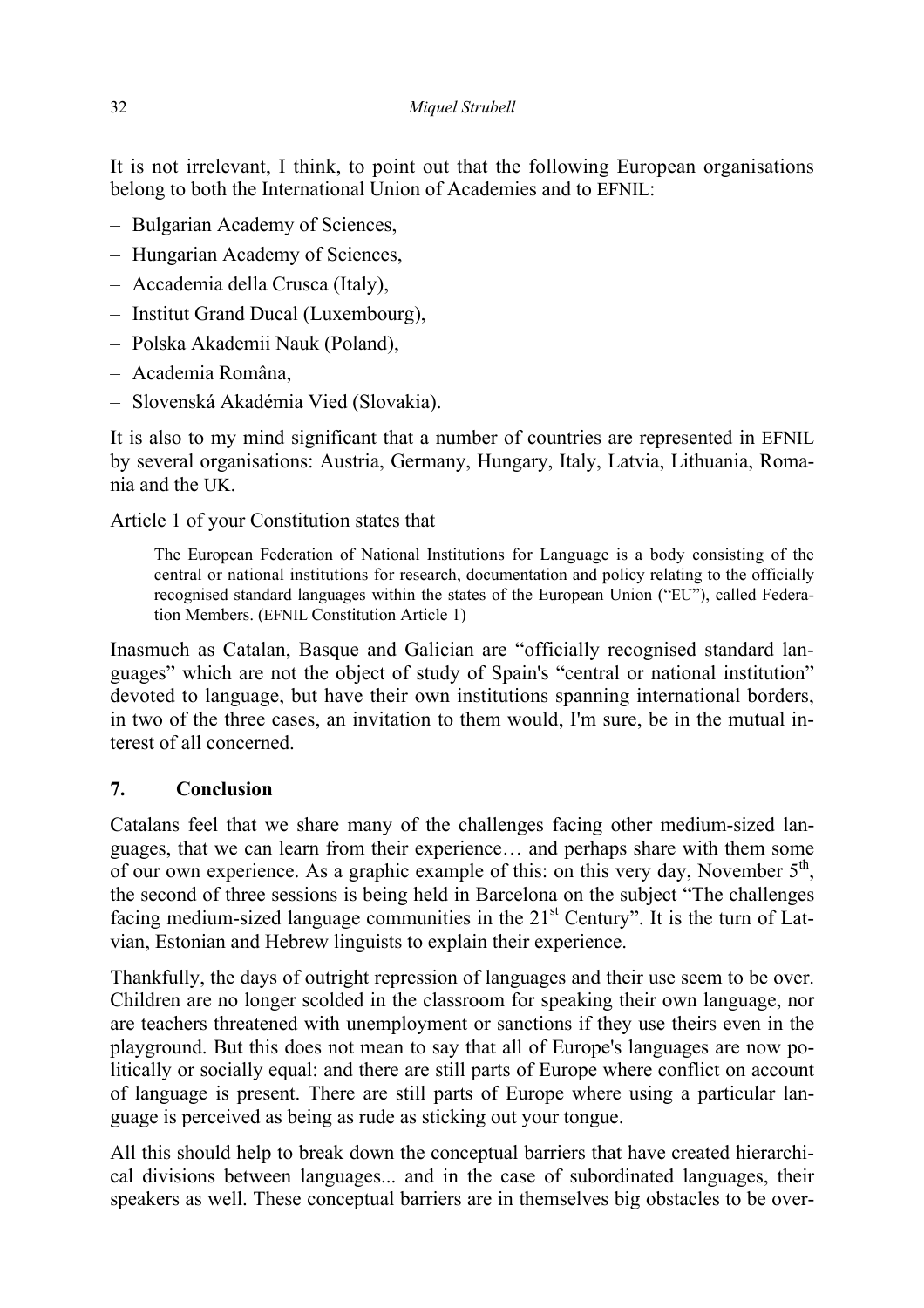It is not irrelevant, I think, to point out that the following European organisations belong to both the International Union of Academies and to EFNIL:

- Bulgarian Academy of Sciences,
- Hungarian Academy of Sciences,
- Accademia della Crusca (Italy),
- Institut Grand Ducal (Luxembourg),
- Polska Akademii Nauk (Poland),
- Academia Română,
- Slovenská Akadémia Vied (Slovakia).

It is also to my mind significant that a number of countries are represented in EFNIL by several organisations: Austria, Germany, Hungary, Italy, Latvia, Lithuania, Romania and the UK.

Article 1 of your Constitution states that

> The European Federation of National Institutions for Language is a body consisting of the central or national institutions for research, documentation and policy relating to the officially recognised standard languages within the states of the European Union ("EU"), called Federation Members. (EFNIL Constitution Article 1)

Inasmuch as Catalan, Basque and Galician are "officially recognised standard languages" which are not the object of study of Spain's "central or national institution" devoted to language, but have their own institutions spanning international borders, in two of the three cases, an invitation to them would, I'm sure, be in the mutual interest of all concerned.

## 7. Conclusion

Catalans feel that we share many of the challenges facing other medium-sized languages, that we can learn from their experience… and perhaps share with them some of our own experience. As a graphic example of this: on this very day, November 5th, the second of three sessions is being held in Barcelona on the subject "The challenges facing medium-sized language communities in the 21st Century". It is the turn of Latvian, Estonian and Hebrew linguists to explain their experience.

Thankfully, the days of outright repression of languages and their use seem to be over. Children are no longer scolded in the classroom for speaking their own language, nor are teachers threatened with unemployment or sanctions if they use theirs even in the playground. But this does not mean to say that all of Europe's languages are now politically or socially equal: and there are still parts of Europe where conflict on account of language is present. There are still parts of Europe where using a particular language is perceived as being as rude as sticking out your tongue.

All this should help to break down the conceptual barriers that have created hierarchical divisions between languages... and in the case of subordinated languages, their speakers as well. These conceptual barriers are in themselves big obstacles to be over-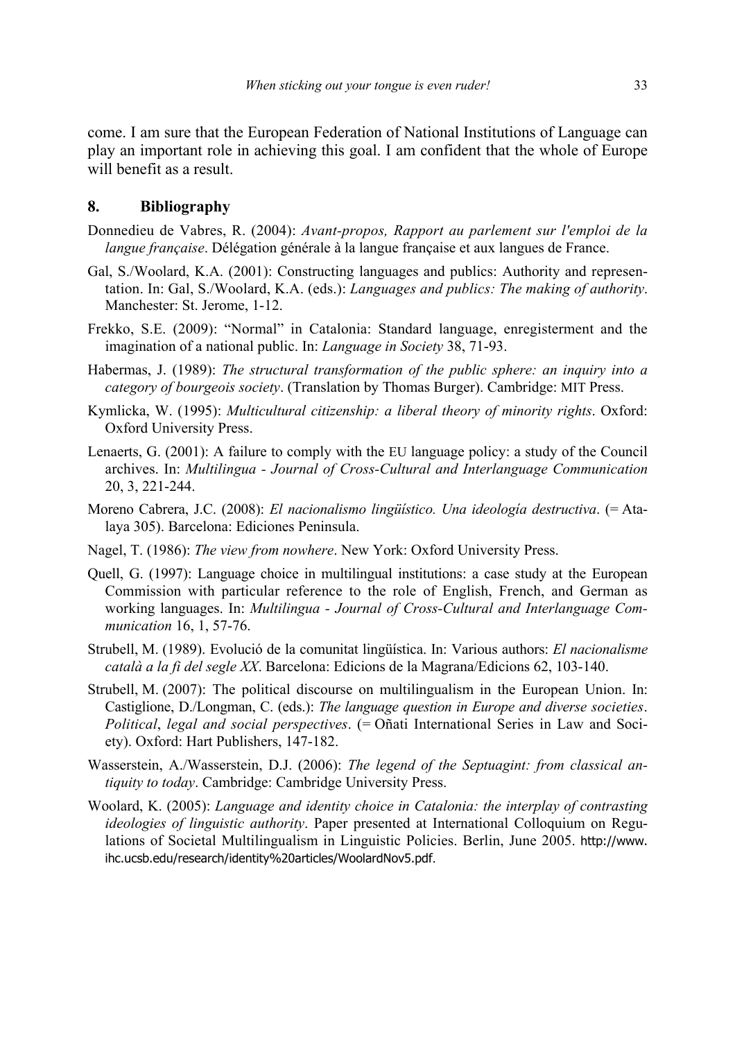come. I am sure that the European Federation of National Institutions of Language can play an important role in achieving this goal. I am confident that the whole of Europe will benefit as a result.

## 8. Bibliography

Donnedieu de Vabres, R. (2004): *Avant-propos, Rapport au parlement sur l'emploi de la langue française*. Délégation générale à la langue française et aux langues de France.

Gal, S./Woolard, K.A. (2001): Constructing languages and publics: Authority and representation. In: Gal, S./Woolard, K.A. (eds.): *Languages and publics: The making of authority*. Manchester: St. Jerome, 1-12.

Frekko, S.E. (2009): "Normal" in Catalonia: Standard language, enregisterment and the imagination of a national public. In: *Language in Society* 38, 71-93.

Habermas, J. (1989): *The structural transformation of the public sphere: an inquiry into a category of bourgeois society*. (Translation by Thomas Burger). Cambridge: MIT Press.

Kymlicka, W. (1995): *Multicultural citizenship: a liberal theory of minority rights*. Oxford: Oxford University Press.

Lenaerts, G. (2001): A failure to comply with the EU language policy: a study of the Council archives. In: *Multilingua - Journal of Cross-Cultural and Interlanguage Communication* 20, 3, 221-244.

Moreno Cabrera, J.C. (2008): *El nacionalismo lingüístico. Una ideología destructiva*. (= Atalaya 305). Barcelona: Ediciones Peninsula.

Nagel, T. (1986): *The view from nowhere*. New York: Oxford University Press.

Quell, G. (1997): Language choice in multilingual institutions: a case study at the European Commission with particular reference to the role of English, French, and German as working languages. In: *Multilingua - Journal of Cross-Cultural and Interlanguage Communication* 16, 1, 57-76.

Strubell, M. (1989). Evolució de la comunitat lingüística. In: Various authors: *El nacionalisme català a la fi del segle XX*. Barcelona: Edicions de la Magrana/Edicions 62, 103-140.

Strubell, M. (2007): The political discourse on multilingualism in the European Union. In: Castiglione, D./Longman, C. (eds.): *The language question in Europe and diverse societies. Political*, *legal and social perspectives*. (= Oñati International Series in Law and Society). Oxford: Hart Publishers, 147-182.

Wasserstein, A./Wasserstein, D.J. (2006): *The legend of the Septuagint: from classical antiquity to today*. Cambridge: Cambridge University Press.

Woolard, K. (2005): *Language and identity choice in Catalonia: the interplay of contrasting ideologies of linguistic authority*. Paper presented at International Colloquium on Regulations of Societal Multilingualism in Linguistic Policies. Berlin, June 2005. http://www.ihc.ucsb.edu/research/identity%20articles/WoolardNov5.pdf.